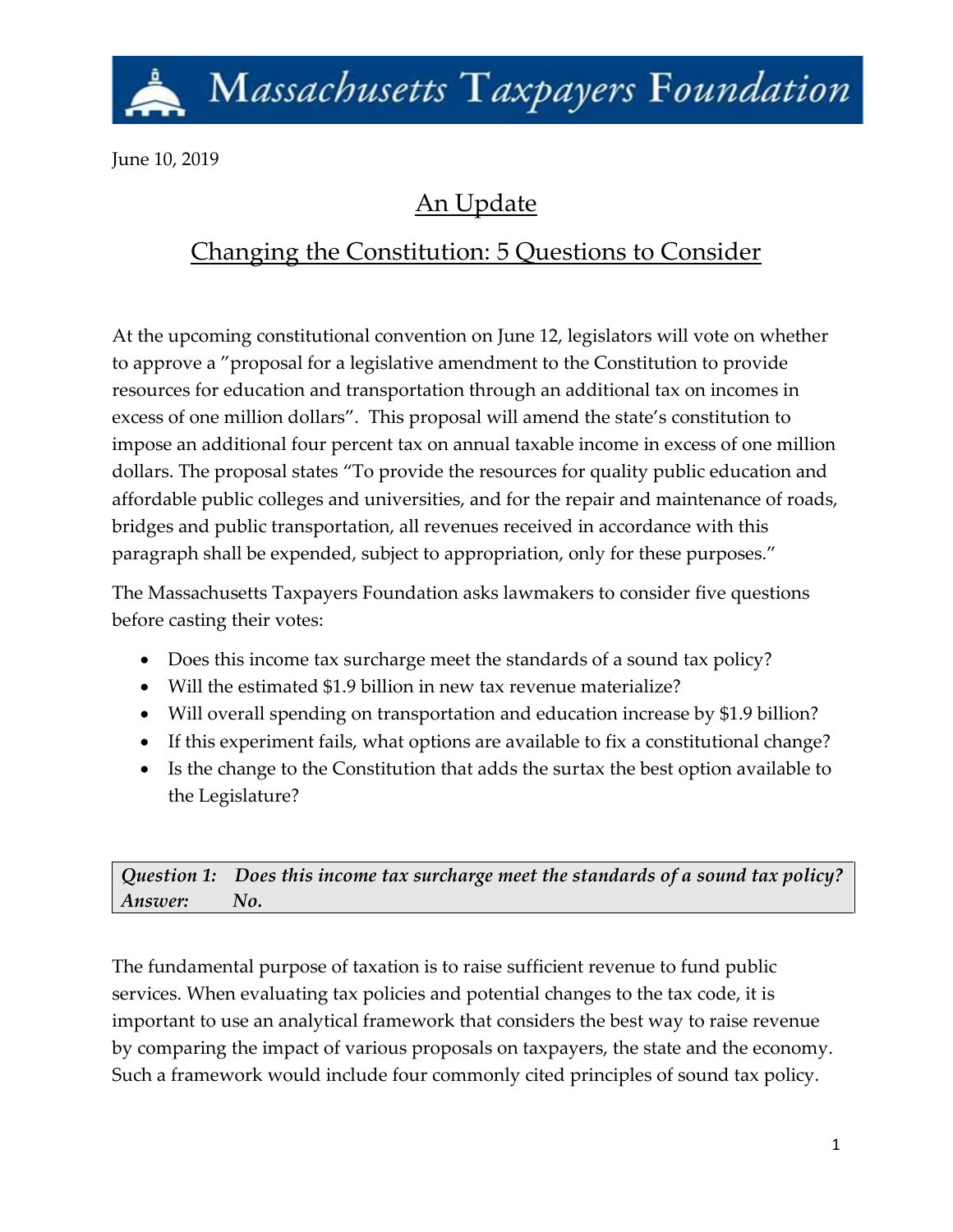# Massachusetts Taxpayers Foundation

June 10, 2019

## An Update

## Changing the Constitution: 5 Questions to Consider

At the upcoming constitutional convention on June 12, legislators will vote on whether to approve a "proposal for a legislative amendment to the Constitution to provide resources for education and transportation through an additional tax on incomes in excess of one million dollars". This proposal will amend the state's constitution to impose an additional four percent tax on annual taxable income in excess of one million dollars. The proposal states "To provide the resources for quality public education and affordable public colleges and universities, and for the repair and maintenance of roads, bridges and public transportation, all revenues received in accordance with this paragraph shall be expended, subject to appropriation, only for these purposes."

The Massachusetts Taxpayers Foundation asks lawmakers to consider five questions before casting their votes:

- Does this income tax surcharge meet the standards of a sound tax policy?
- Will the estimated $1.9 billion in new tax revenue materialize?
- Will overall spending on transportation and education increase by $1.9 billion?
- If this experiment fails, what options are available to fix a constitutional change?
- Is the change to the Constitution that adds the surtax the best option available to the Legislature?

***Question 1: Does this income tax surcharge meet the standards of a sound tax policy?***
***Answer: No.***

The fundamental purpose of taxation is to raise sufficient revenue to fund public services. When evaluating tax policies and potential changes to the tax code, it is important to use an analytical framework that considers the best way to raise revenue by comparing the impact of various proposals on taxpayers, the state and the economy. Such a framework would include four commonly cited principles of sound tax policy.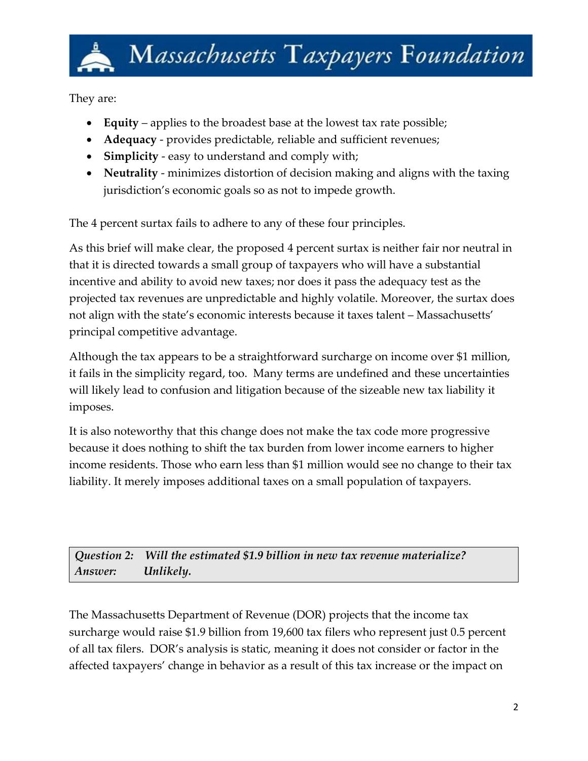They are:

- **Equity** – applies to the broadest base at the lowest tax rate possible;
- **Adequacy** - provides predictable, reliable and sufficient revenues;
- **Simplicity** - easy to understand and comply with;
- **Neutrality** - minimizes distortion of decision making and aligns with the taxing jurisdiction's economic goals so as not to impede growth.

The 4 percent surtax fails to adhere to any of these four principles.

As this brief will make clear, the proposed 4 percent surtax is neither fair nor neutral in that it is directed towards a small group of taxpayers who will have a substantial incentive and ability to avoid new taxes; nor does it pass the adequacy test as the projected tax revenues are unpredictable and highly volatile. Moreover, the surtax does not align with the state's economic interests because it taxes talent – Massachusetts' principal competitive advantage.

Although the tax appears to be a straightforward surcharge on income over $1 million, it fails in the simplicity regard, too. Many terms are undefined and these uncertainties will likely lead to confusion and litigation because of the sizeable new tax liability it imposes.

It is also noteworthy that this change does not make the tax code more progressive because it does nothing to shift the tax burden from lower income earners to higher income residents. Those who earn less than $1 million would see no change to their tax liability. It merely imposes additional taxes on a small population of taxpayers.

***Question 2: Will the estimated $1.9 billion in new tax revenue materialize?***
***Answer: Unlikely.***

The Massachusetts Department of Revenue (DOR) projects that the income tax surcharge would raise $1.9 billion from 19,600 tax filers who represent just 0.5 percent of all tax filers. DOR's analysis is static, meaning it does not consider or factor in the affected taxpayers' change in behavior as a result of this tax increase or the impact on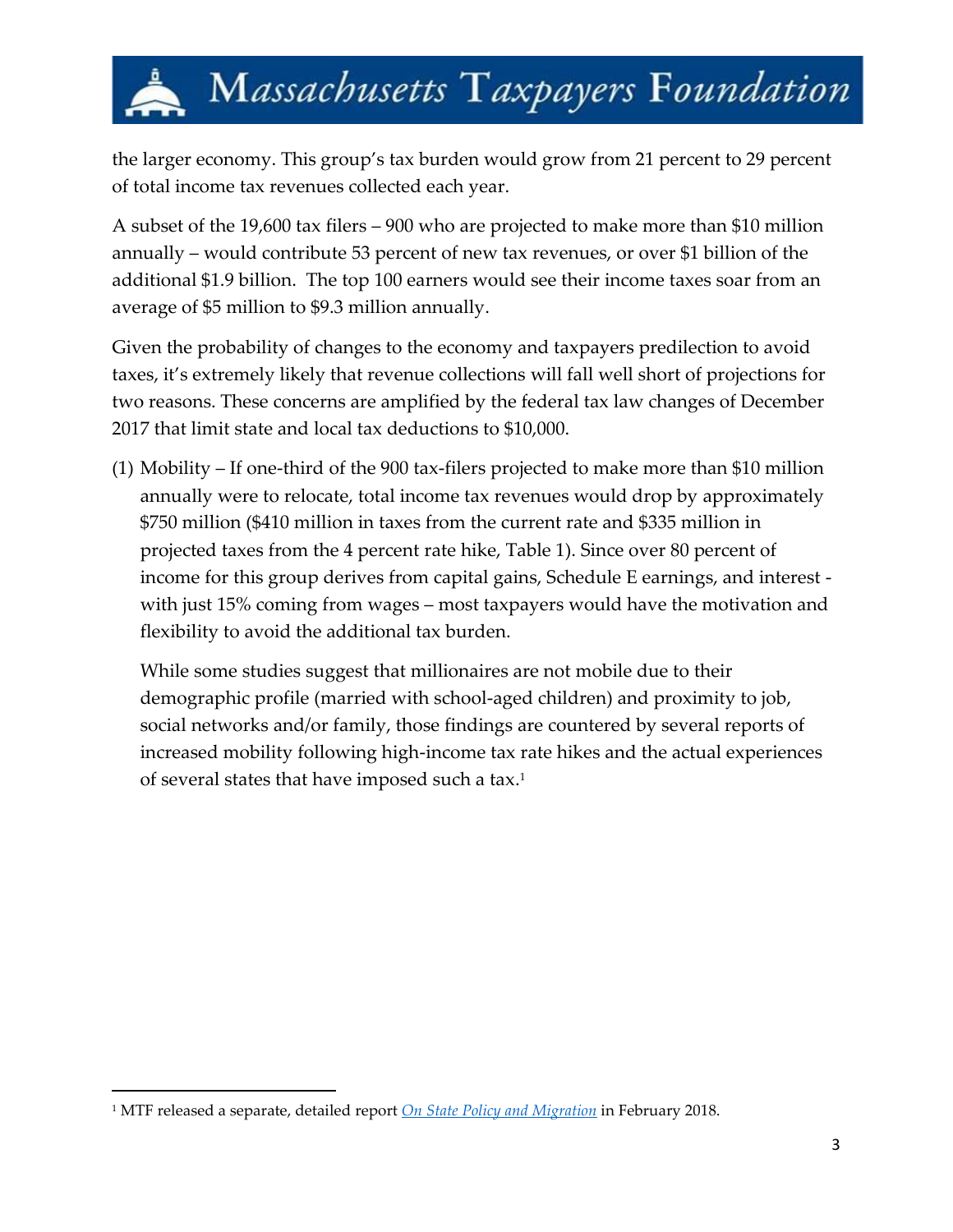the larger economy. This group's tax burden would grow from 21 percent to 29 percent of total income tax revenues collected each year.

A subset of the 19,600 tax filers – 900 who are projected to make more than $10 million annually – would contribute 53 percent of new tax revenues, or over $1 billion of the additional $1.9 billion. The top 100 earners would see their income taxes soar from an average of $5 million to $9.3 million annually.

Given the probability of changes to the economy and taxpayers predilection to avoid taxes, it's extremely likely that revenue collections will fall well short of projections for two reasons. These concerns are amplified by the federal tax law changes of December 2017 that limit state and local tax deductions to $10,000.

(1) Mobility – If one-third of the 900 tax-filers projected to make more than $10 million annually were to relocate, total income tax revenues would drop by approximately $750 million ($410 million in taxes from the current rate and $335 million in projected taxes from the 4 percent rate hike, Table 1). Since over 80 percent of income for this group derives from capital gains, Schedule E earnings, and interest - with just 15% coming from wages – most taxpayers would have the motivation and flexibility to avoid the additional tax burden.

While some studies suggest that millionaires are not mobile due to their demographic profile (married with school-aged children) and proximity to job, social networks and/or family, those findings are countered by several reports of increased mobility following high-income tax rate hikes and the actual experiences of several states that have imposed such a tax.[1]

[1] MTF released a separate, detailed report *On State Policy and Migration* in February 2018.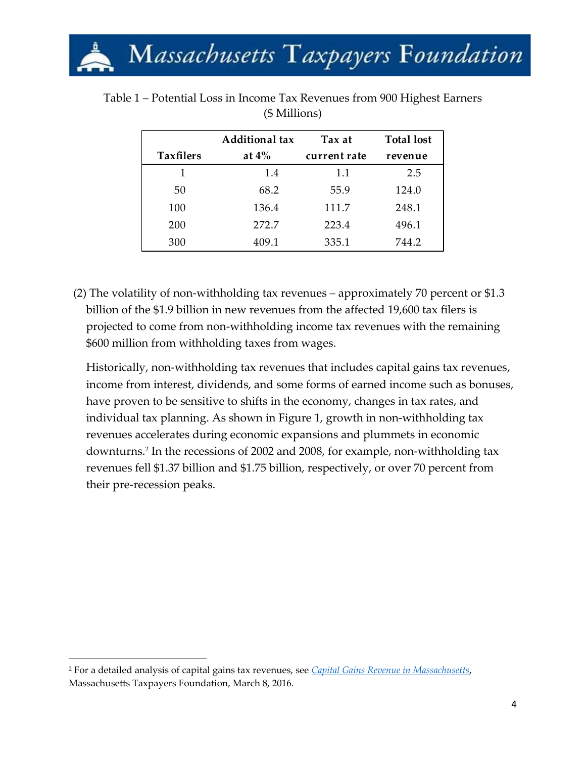Table 1 – Potential Loss in Income Tax Revenues from 900 Highest Earners ($ Millions)

| Taxfilers | Additional tax at 4% | Tax at current rate | Total lost revenue |
|---|---|---|---|
| 1 | 1.4 | 1.1 | 2.5 |
| 50 | 68.2 | 55.9 | 124.0 |
| 100 | 136.4 | 111.7 | 248.1 |
| 200 | 272.7 | 223.4 | 496.1 |
| 300 | 409.1 | 335.1 | 744.2 |

(2) The volatility of non-withholding tax revenues – approximately 70 percent or $1.3 billion of the $1.9 billion in new revenues from the affected 19,600 tax filers is projected to come from non-withholding income tax revenues with the remaining $600 million from withholding taxes from wages.

Historically, non-withholding tax revenues that includes capital gains tax revenues, income from interest, dividends, and some forms of earned income such as bonuses, have proven to be sensitive to shifts in the economy, changes in tax rates, and individual tax planning. As shown in Figure 1, growth in non-withholding tax revenues accelerates during economic expansions and plummets in economic downturns.[2] In the recessions of 2002 and 2008, for example, non-withholding tax revenues fell $1.37 billion and $1.75 billion, respectively, or over 70 percent from their pre-recession peaks.

[2] For a detailed analysis of capital gains tax revenues, see *Capital Gains Revenue in Massachusetts*, Massachusetts Taxpayers Foundation, March 8, 2016.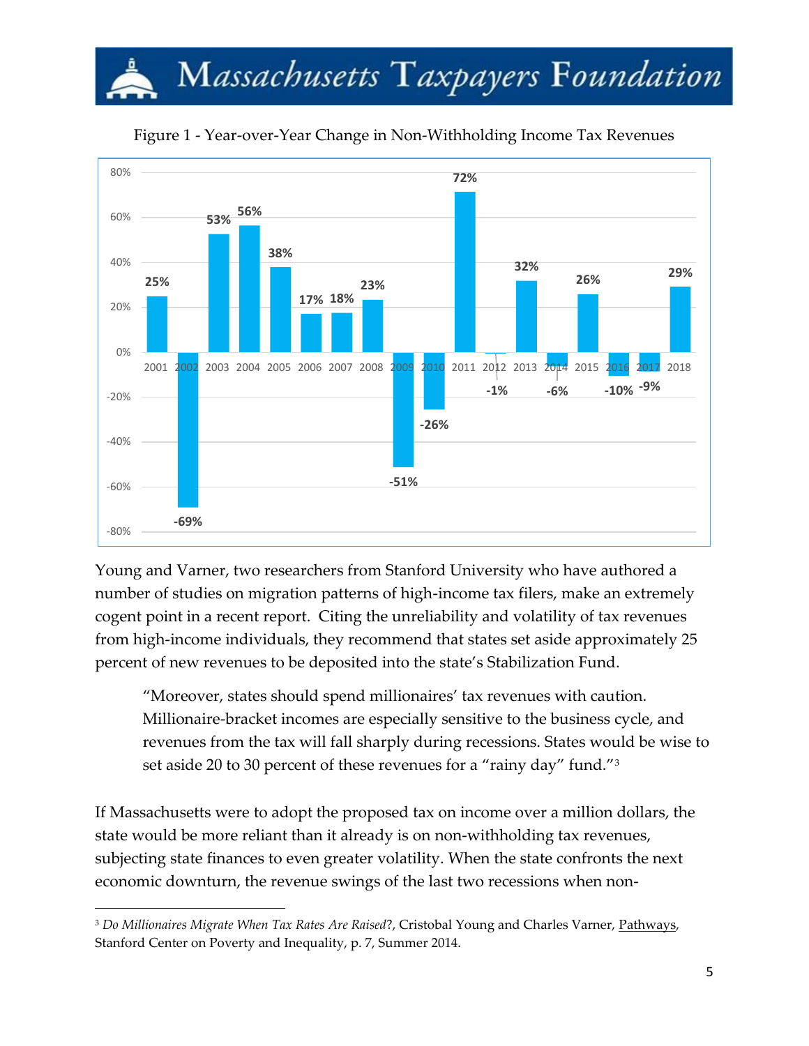Figure 1 - Year-over-Year Change in Non-Withholding Income Tax Revenues

80%
60%
40%
20%
0%
-20%
-40%
-60%
-80%

2001 2002 2003 2004 2005 2006 2007 2008 2009 2010 2011 2012 2013 2014 2015 2016 2017 2018

25% -69% 53% 56% 38% 17% 18% 23% -51% -26% 72% -1% 32% -6% 26% -10% -9% 29%

Young and Varner, two researchers from Stanford University who have authored a number of studies on migration patterns of high-income tax filers, make an extremely cogent point in a recent report. Citing the unreliability and volatility of tax revenues from high-income individuals, they recommend that states set aside approximately 25 percent of new revenues to be deposited into the state's Stabilization Fund.

> "Moreover, states should spend millionaires' tax revenues with caution. Millionaire-bracket incomes are especially sensitive to the business cycle, and revenues from the tax will fall sharply during recessions. States would be wise to set aside 20 to 30 percent of these revenues for a "rainy day" fund."[3]

If Massachusetts were to adopt the proposed tax on income over a million dollars, the state would be more reliant than it already is on non-withholding tax revenues, subjecting state finances to even greater volatility. When the state confronts the next economic downturn, the revenue swings of the last two recessions when non-

[3] *Do Millionaires Migrate When Tax Rates Are Raised*?, Cristobal Young and Charles Varner, Pathways, Stanford Center on Poverty and Inequality, p. 7, Summer 2014.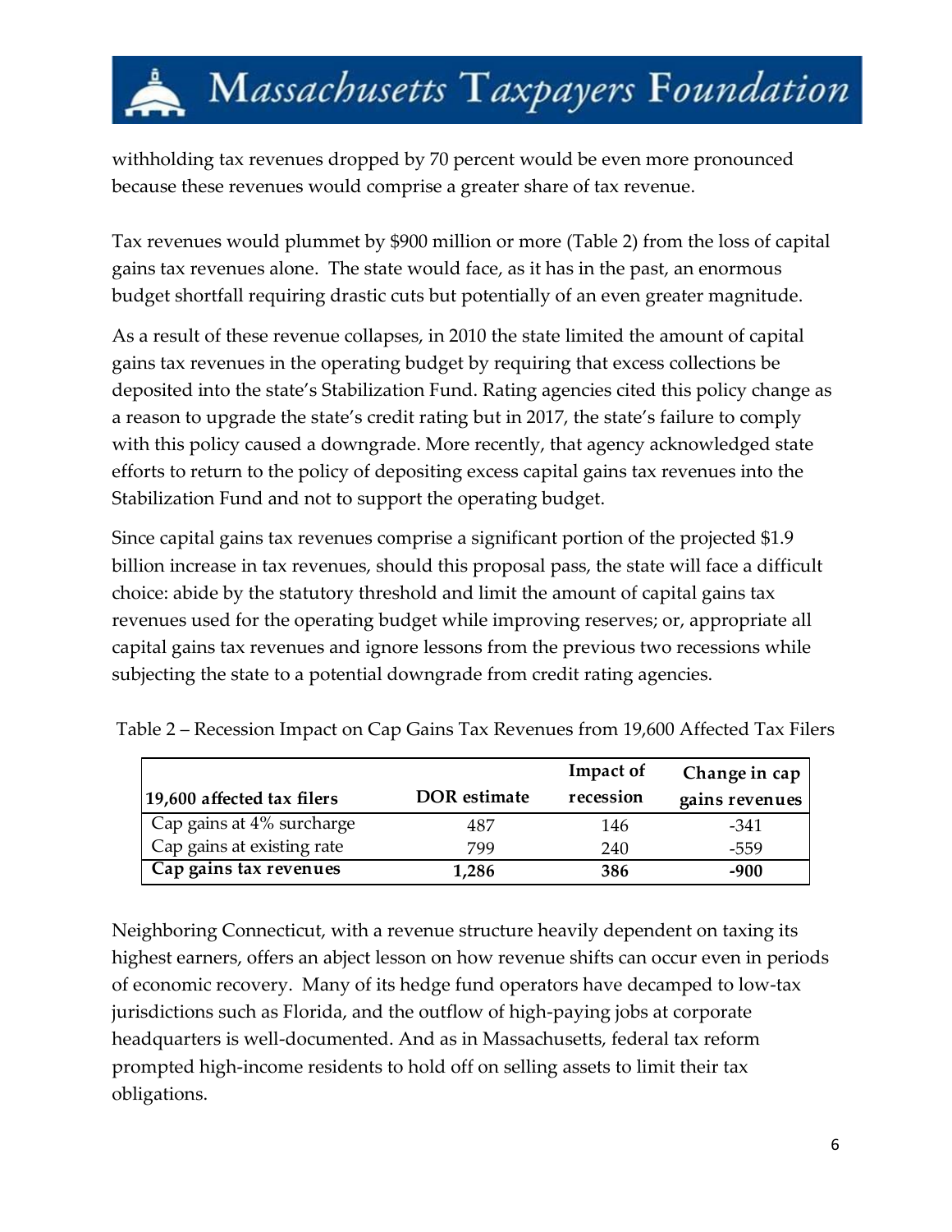withholding tax revenues dropped by 70 percent would be even more pronounced because these revenues would comprise a greater share of tax revenue.

Tax revenues would plummet by $900 million or more (Table 2) from the loss of capital gains tax revenues alone. The state would face, as it has in the past, an enormous budget shortfall requiring drastic cuts but potentially of an even greater magnitude.

As a result of these revenue collapses, in 2010 the state limited the amount of capital gains tax revenues in the operating budget by requiring that excess collections be deposited into the state's Stabilization Fund. Rating agencies cited this policy change as a reason to upgrade the state's credit rating but in 2017, the state's failure to comply with this policy caused a downgrade. More recently, that agency acknowledged state efforts to return to the policy of depositing excess capital gains tax revenues into the Stabilization Fund and not to support the operating budget.

Since capital gains tax revenues comprise a significant portion of the projected $1.9 billion increase in tax revenues, should this proposal pass, the state will face a difficult choice: abide by the statutory threshold and limit the amount of capital gains tax revenues used for the operating budget while improving reserves; or, appropriate all capital gains tax revenues and ignore lessons from the previous two recessions while subjecting the state to a potential downgrade from credit rating agencies.

Table 2 – Recession Impact on Cap Gains Tax Revenues from 19,600 Affected Tax Filers

| 19,600 affected tax filers | DOR estimate | Impact of recession | Change in cap gains revenues |
|---|---|---|---|
| Cap gains at 4% surcharge | 487 | 146 | -341 |
| Cap gains at existing rate | 799 | 240 | -559 |
| **Cap gains tax revenues** | **1,286** | **386** | **-900** |

Neighboring Connecticut, with a revenue structure heavily dependent on taxing its highest earners, offers an abject lesson on how revenue shifts can occur even in periods of economic recovery. Many of its hedge fund operators have decamped to low-tax jurisdictions such as Florida, and the outflow of high-paying jobs at corporate headquarters is well-documented. And as in Massachusetts, federal tax reform prompted high-income residents to hold off on selling assets to limit their tax obligations.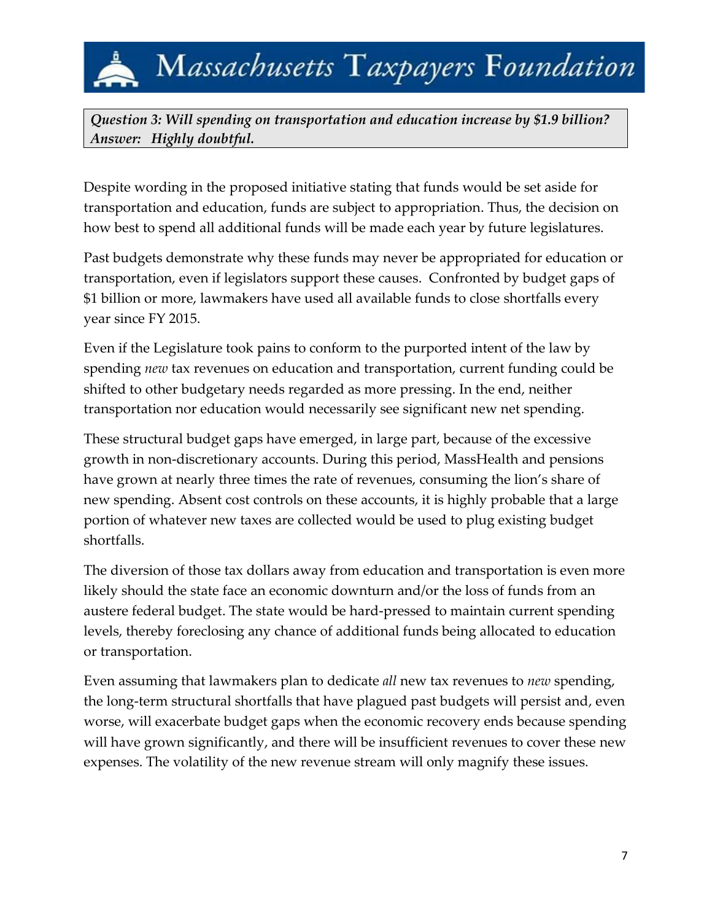***Question 3: Will spending on transportation and education increase by $1.9 billion?***
***Answer: Highly doubtful.***

Despite wording in the proposed initiative stating that funds would be set aside for transportation and education, funds are subject to appropriation. Thus, the decision on how best to spend all additional funds will be made each year by future legislatures.

Past budgets demonstrate why these funds may never be appropriated for education or transportation, even if legislators support these causes. Confronted by budget gaps of $1 billion or more, lawmakers have used all available funds to close shortfalls every year since FY 2015.

Even if the Legislature took pains to conform to the purported intent of the law by spending *new* tax revenues on education and transportation, current funding could be shifted to other budgetary needs regarded as more pressing. In the end, neither transportation nor education would necessarily see significant new net spending.

These structural budget gaps have emerged, in large part, because of the excessive growth in non-discretionary accounts. During this period, MassHealth and pensions have grown at nearly three times the rate of revenues, consuming the lion's share of new spending. Absent cost controls on these accounts, it is highly probable that a large portion of whatever new taxes are collected would be used to plug existing budget shortfalls.

The diversion of those tax dollars away from education and transportation is even more likely should the state face an economic downturn and/or the loss of funds from an austere federal budget. The state would be hard-pressed to maintain current spending levels, thereby foreclosing any chance of additional funds being allocated to education or transportation.

Even assuming that lawmakers plan to dedicate *all* new tax revenues to *new* spending, the long-term structural shortfalls that have plagued past budgets will persist and, even worse, will exacerbate budget gaps when the economic recovery ends because spending will have grown significantly, and there will be insufficient revenues to cover these new expenses. The volatility of the new revenue stream will only magnify these issues.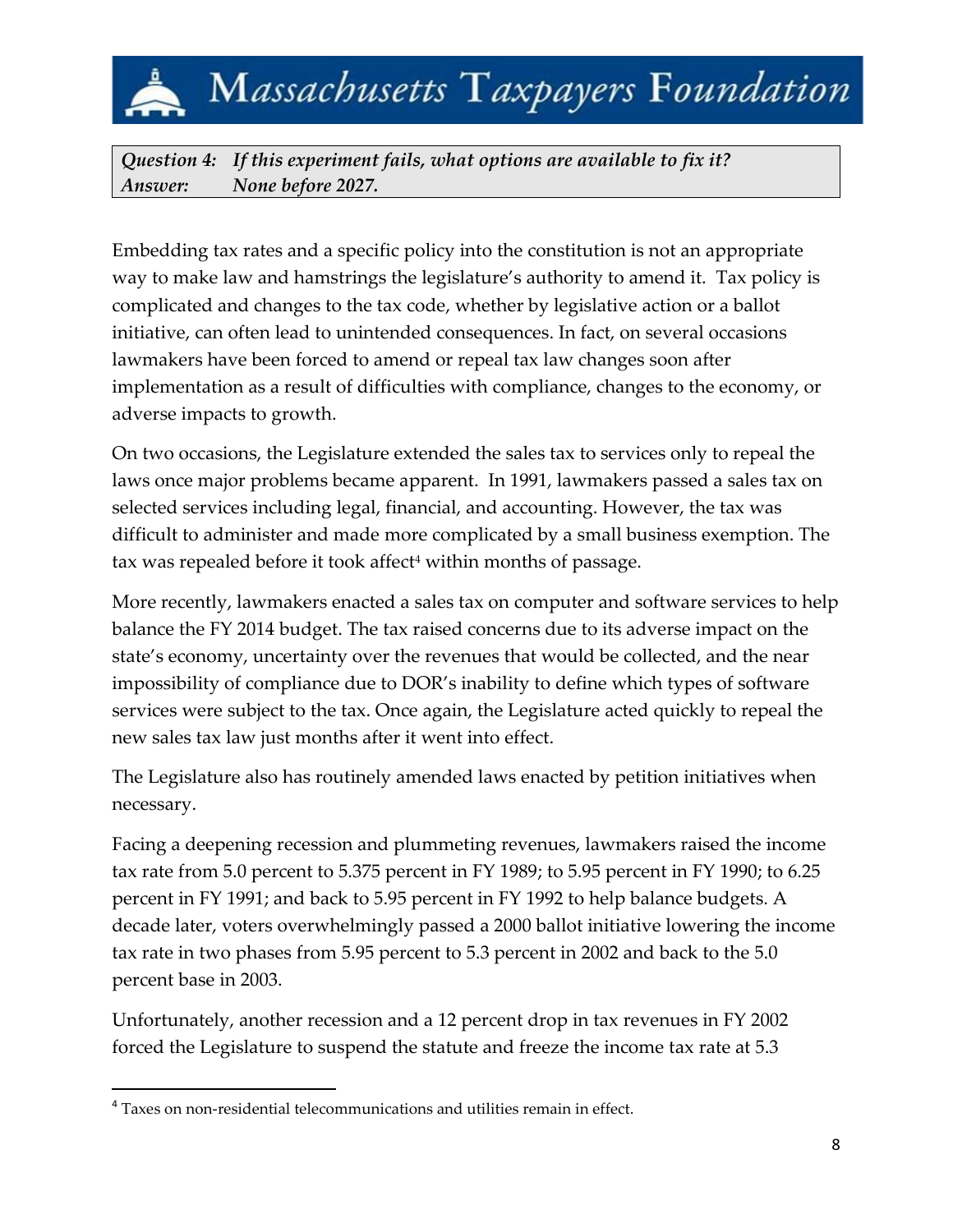| | |
|---|---|
| *Question 4:* | ***If this experiment fails, what options are available to fix it?*** |
| *Answer:* | ***None before 2027.*** |

Embedding tax rates and a specific policy into the constitution is not an appropriate way to make law and hamstrings the legislature's authority to amend it. Tax policy is complicated and changes to the tax code, whether by legislative action or a ballot initiative, can often lead to unintended consequences. In fact, on several occasions lawmakers have been forced to amend or repeal tax law changes soon after implementation as a result of difficulties with compliance, changes to the economy, or adverse impacts to growth.

On two occasions, the Legislature extended the sales tax to services only to repeal the laws once major problems became apparent. In 1991, lawmakers passed a sales tax on selected services including legal, financial, and accounting. However, the tax was difficult to administer and made more complicated by a small business exemption. The tax was repealed before it took affect[4] within months of passage.

More recently, lawmakers enacted a sales tax on computer and software services to help balance the FY 2014 budget. The tax raised concerns due to its adverse impact on the state's economy, uncertainty over the revenues that would be collected, and the near impossibility of compliance due to DOR's inability to define which types of software services were subject to the tax. Once again, the Legislature acted quickly to repeal the new sales tax law just months after it went into effect.

The Legislature also has routinely amended laws enacted by petition initiatives when necessary.

Facing a deepening recession and plummeting revenues, lawmakers raised the income tax rate from 5.0 percent to 5.375 percent in FY 1989; to 5.95 percent in FY 1990; to 6.25 percent in FY 1991; and back to 5.95 percent in FY 1992 to help balance budgets. A decade later, voters overwhelmingly passed a 2000 ballot initiative lowering the income tax rate in two phases from 5.95 percent to 5.3 percent in 2002 and back to the 5.0 percent base in 2003.

Unfortunately, another recession and a 12 percent drop in tax revenues in FY 2002 forced the Legislature to suspend the statute and freeze the income tax rate at 5.3

[4] Taxes on non-residential telecommunications and utilities remain in effect.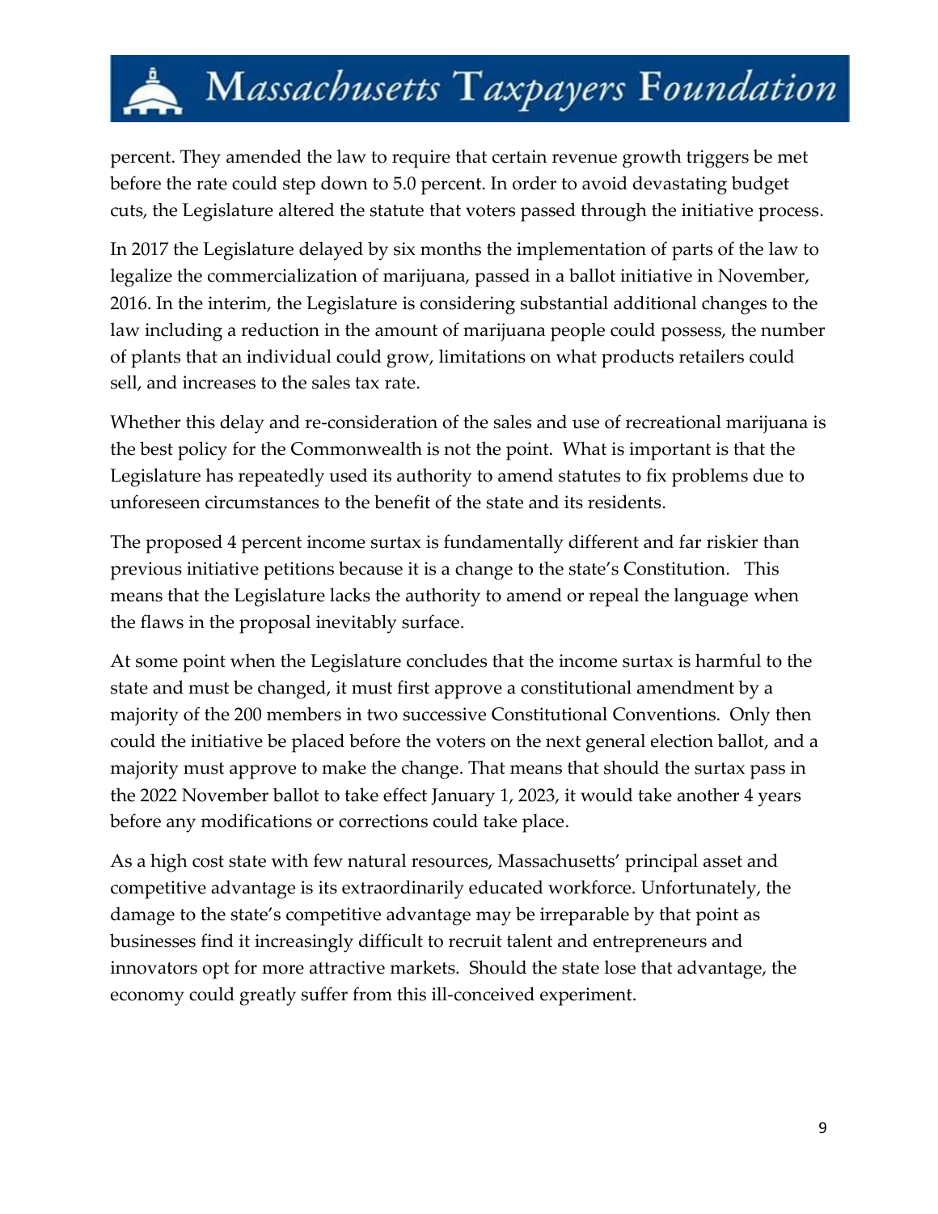percent. They amended the law to require that certain revenue growth triggers be met before the rate could step down to 5.0 percent. In order to avoid devastating budget cuts, the Legislature altered the statute that voters passed through the initiative process.

In 2017 the Legislature delayed by six months the implementation of parts of the law to legalize the commercialization of marijuana, passed in a ballot initiative in November, 2016. In the interim, the Legislature is considering substantial additional changes to the law including a reduction in the amount of marijuana people could possess, the number of plants that an individual could grow, limitations on what products retailers could sell, and increases to the sales tax rate.

Whether this delay and re-consideration of the sales and use of recreational marijuana is the best policy for the Commonwealth is not the point. What is important is that the Legislature has repeatedly used its authority to amend statutes to fix problems due to unforeseen circumstances to the benefit of the state and its residents.

The proposed 4 percent income surtax is fundamentally different and far riskier than previous initiative petitions because it is a change to the state's Constitution. This means that the Legislature lacks the authority to amend or repeal the language when the flaws in the proposal inevitably surface.

At some point when the Legislature concludes that the income surtax is harmful to the state and must be changed, it must first approve a constitutional amendment by a majority of the 200 members in two successive Constitutional Conventions. Only then could the initiative be placed before the voters on the next general election ballot, and a majority must approve to make the change. That means that should the surtax pass in the 2022 November ballot to take effect January 1, 2023, it would take another 4 years before any modifications or corrections could take place.

As a high cost state with few natural resources, Massachusetts' principal asset and competitive advantage is its extraordinarily educated workforce. Unfortunately, the damage to the state's competitive advantage may be irreparable by that point as businesses find it increasingly difficult to recruit talent and entrepreneurs and innovators opt for more attractive markets. Should the state lose that advantage, the economy could greatly suffer from this ill-conceived experiment.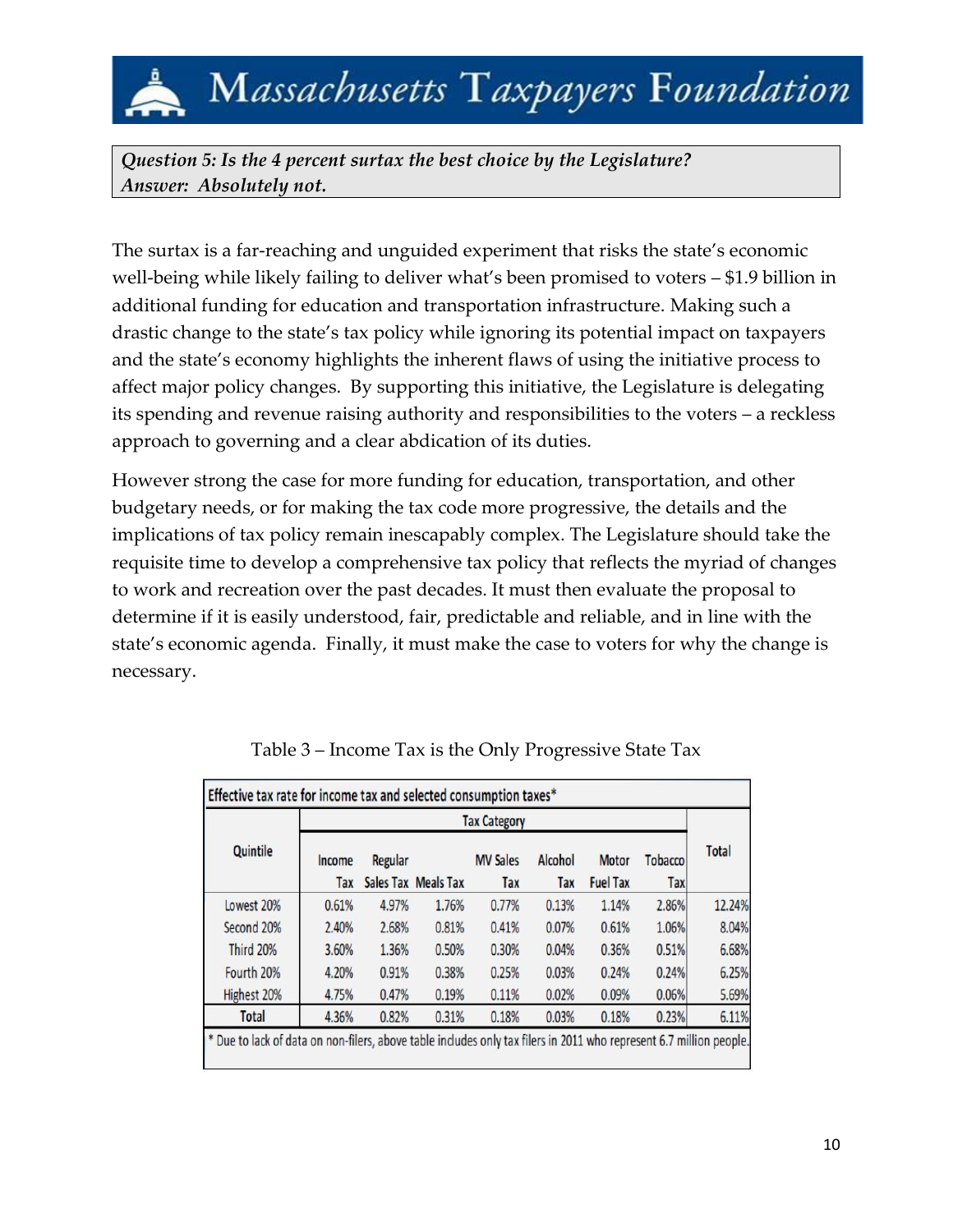**_Question 5: Is the 4 percent surtax the best choice by the Legislature?_**
**_Answer: Absolutely not._**

The surtax is a far-reaching and unguided experiment that risks the state's economic well-being while likely failing to deliver what's been promised to voters – $1.9 billion in additional funding for education and transportation infrastructure. Making such a drastic change to the state's tax policy while ignoring its potential impact on taxpayers and the state's economy highlights the inherent flaws of using the initiative process to affect major policy changes. By supporting this initiative, the Legislature is delegating its spending and revenue raising authority and responsibilities to the voters – a reckless approach to governing and a clear abdication of its duties.

However strong the case for more funding for education, transportation, and other budgetary needs, or for making the tax code more progressive, the details and the implications of tax policy remain inescapably complex. The Legislature should take the requisite time to develop a comprehensive tax policy that reflects the myriad of changes to work and recreation over the past decades. It must then evaluate the proposal to determine if it is easily understood, fair, predictable and reliable, and in line with the state's economic agenda. Finally, it must make the case to voters for why the change is necessary.

Table 3 – Income Tax is the Only Progressive State Tax

Effective tax rate for income tax and selected consumption taxes*

| Quintile | Tax Category | | | | | | | Total |
|---|---|---|---|---|---|---|---|---|
| | Income Tax | Regular Sales Tax | Meals Tax | MV Sales Tax | Alcohol Tax | Motor Fuel Tax | Tobacco Tax | |
| Lowest 20% | 0.61% | 4.97% | 1.76% | 0.77% | 0.13% | 1.14% | 2.86% | 12.24% |
| Second 20% | 2.40% | 2.68% | 0.81% | 0.41% | 0.07% | 0.61% | 1.06% | 8.04% |
| Third 20% | 3.60% | 1.36% | 0.50% | 0.30% | 0.04% | 0.36% | 0.51% | 6.68% |
| Fourth 20% | 4.20% | 0.91% | 0.38% | 0.25% | 0.03% | 0.24% | 0.24% | 6.25% |
| Highest 20% | 4.75% | 0.47% | 0.19% | 0.11% | 0.02% | 0.09% | 0.06% | 5.69% |
| **Total** | 4.36% | 0.82% | 0.31% | 0.18% | 0.03% | 0.18% | 0.23% | 6.11% |

\* Due to lack of data on non-filers, above table includes only tax filers in 2011 who represent 6.7 million people.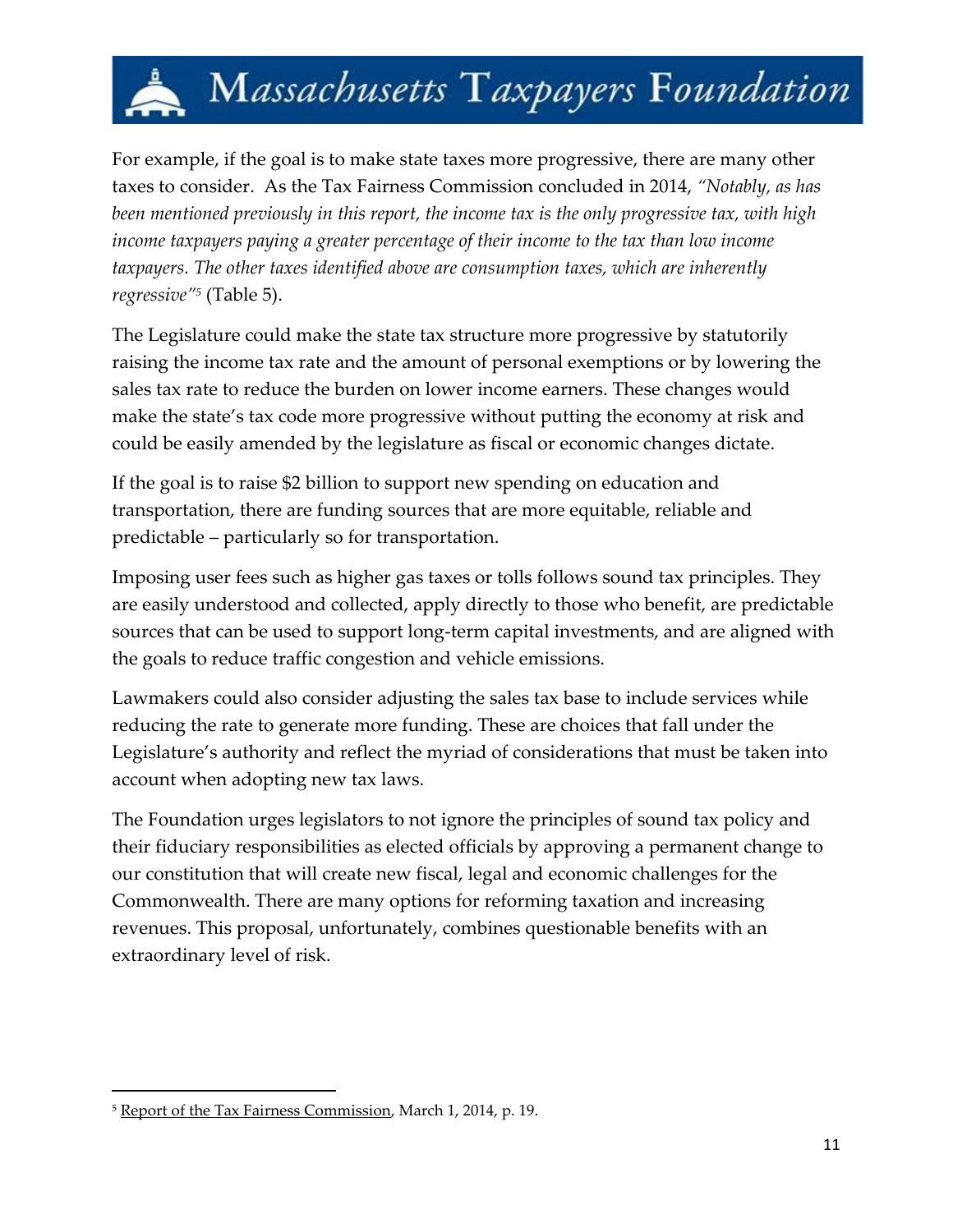For example, if the goal is to make state taxes more progressive, there are many other taxes to consider. As the Tax Fairness Commission concluded in 2014, *"Notably, as has been mentioned previously in this report, the income tax is the only progressive tax, with high income taxpayers paying a greater percentage of their income to the tax than low income taxpayers. The other taxes identified above are consumption taxes, which are inherently regressive"*[5] (Table 5).

The Legislature could make the state tax structure more progressive by statutorily raising the income tax rate and the amount of personal exemptions or by lowering the sales tax rate to reduce the burden on lower income earners. These changes would make the state's tax code more progressive without putting the economy at risk and could be easily amended by the legislature as fiscal or economic changes dictate.

If the goal is to raise $2 billion to support new spending on education and transportation, there are funding sources that are more equitable, reliable and predictable – particularly so for transportation.

Imposing user fees such as higher gas taxes or tolls follows sound tax principles. They are easily understood and collected, apply directly to those who benefit, are predictable sources that can be used to support long-term capital investments, and are aligned with the goals to reduce traffic congestion and vehicle emissions.

Lawmakers could also consider adjusting the sales tax base to include services while reducing the rate to generate more funding. These are choices that fall under the Legislature's authority and reflect the myriad of considerations that must be taken into account when adopting new tax laws.

The Foundation urges legislators to not ignore the principles of sound tax policy and their fiduciary responsibilities as elected officials by approving a permanent change to our constitution that will create new fiscal, legal and economic challenges for the Commonwealth. There are many options for reforming taxation and increasing revenues. This proposal, unfortunately, combines questionable benefits with an extraordinary level of risk.

---

[5] Report of the Tax Fairness Commission, March 1, 2014, p. 19.